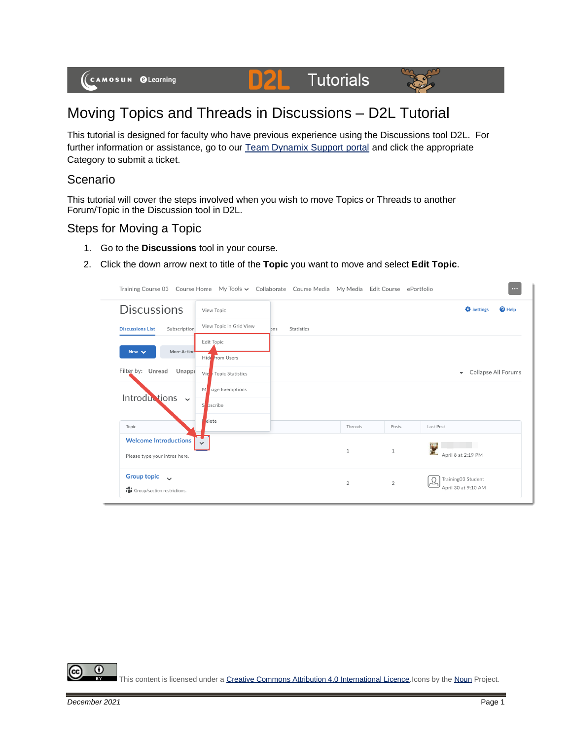# Moving Topics and Threads in Discussions – D2L Tutorial

This tutorial is designed for faculty who have previous experience using the Discussions tool D2L. For further information or assistance, go to our Team Dynamix Support portal and click the appropriate Category to submit a ticket.

## Scenario

This tutorial will cover the steps involved when you wish to move Topics or Threads to another Forum/Topic in the Discussion tool in D2L.

## Steps for Moving a Topic

1. Go to the **Discussions** tool in your course.
2. Click the down arrow next to title of the **Topic** you want to move and select **Edit Topic**.

This content is licensed under a Creative Commons Attribution 4.0 International Licence. Icons by the Noun Project.

December 2021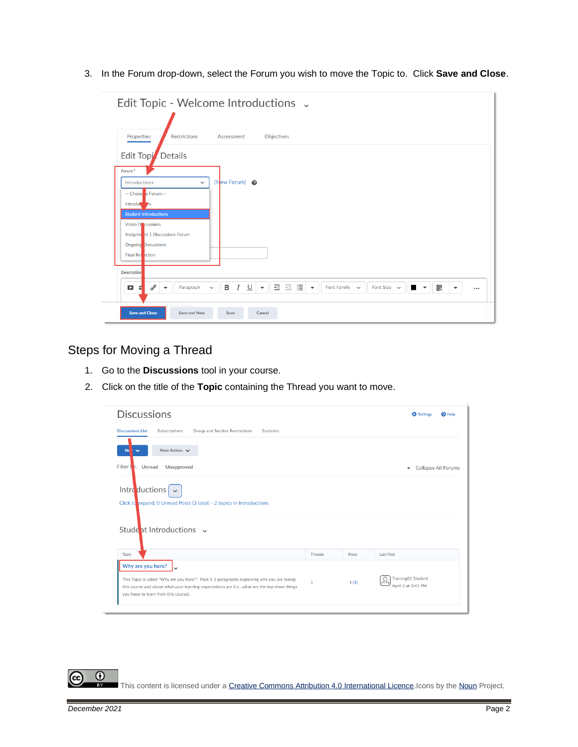3. In the Forum drop-down, select the Forum you wish to move the Topic to. Click **Save and Close**.

## Steps for Moving a Thread

1. Go to the **Discussions** tool in your course.
2. Click on the title of the **Topic** containing the Thread you want to move.

This content is licensed under a Creative Commons Attribution 4.0 International Licence. Icons by the Noun Project.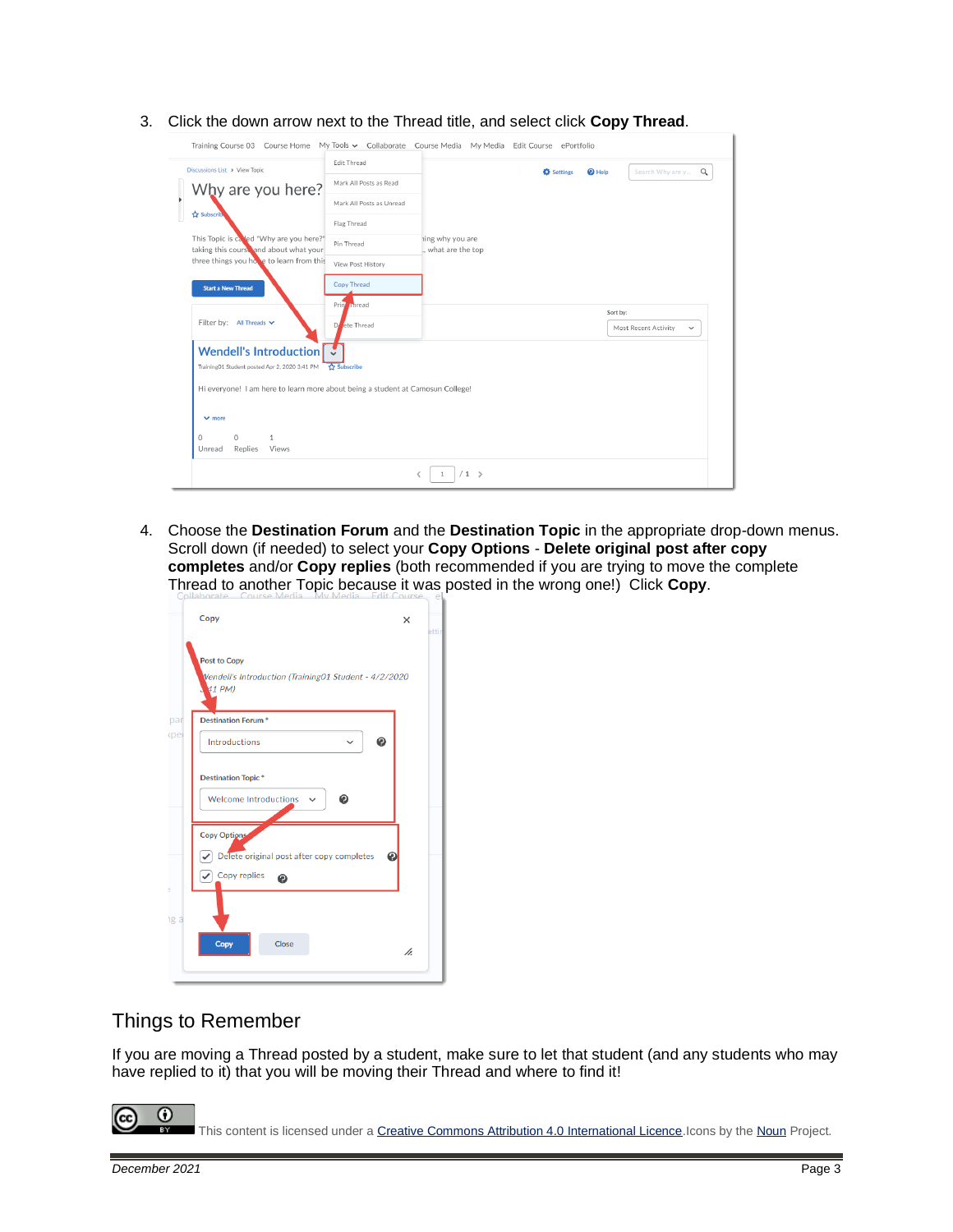3. Click the down arrow next to the Thread title, and select click **Copy Thread**.

4. Choose the **Destination Forum** and the **Destination Topic** in the appropriate drop-down menus. Scroll down (if needed) to select your **Copy Options** - **Delete original post after copy completes** and/or **Copy replies** (both recommended if you are trying to move the complete Thread to another Topic because it was posted in the wrong one!) Click **Copy**.

## Things to Remember

If you are moving a Thread posted by a student, make sure to let that student (and any students who may have replied to it) that you will be moving their Thread and where to find it!

This content is licensed under a Creative Commons Attribution 4.0 International Licence. Icons by the Noun Project.

*December 2021*